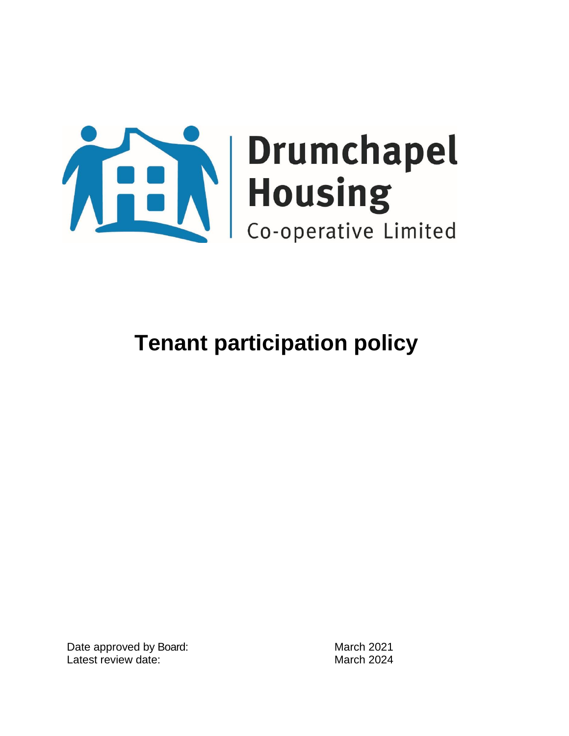Drumchapel Housing

Co-operative Limited

# Tenant participation policy

Date approved by Board: March 2021
Latest review date: March 2024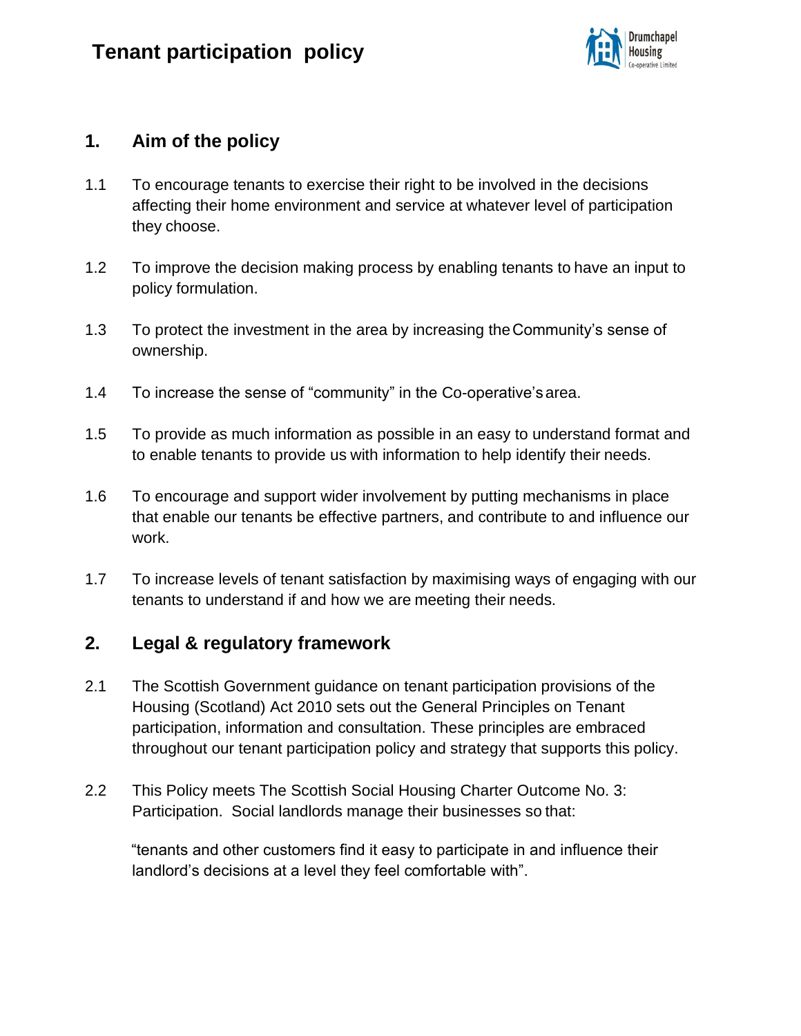# Tenant participation policy

## 1. Aim of the policy

1.1 To encourage tenants to exercise their right to be involved in the decisions affecting their home environment and service at whatever level of participation they choose.

1.2 To improve the decision making process by enabling tenants to have an input to policy formulation.

1.3 To protect the investment in the area by increasing the Community's sense of ownership.

1.4 To increase the sense of "community" in the Co-operative's area.

1.5 To provide as much information as possible in an easy to understand format and to enable tenants to provide us with information to help identify their needs.

1.6 To encourage and support wider involvement by putting mechanisms in place that enable our tenants be effective partners, and contribute to and influence our work.

1.7 To increase levels of tenant satisfaction by maximising ways of engaging with our tenants to understand if and how we are meeting their needs.

## 2. Legal & regulatory framework

2.1 The Scottish Government guidance on tenant participation provisions of the Housing (Scotland) Act 2010 sets out the General Principles on Tenant participation, information and consultation. These principles are embraced throughout our tenant participation policy and strategy that supports this policy.

2.2 This Policy meets The Scottish Social Housing Charter Outcome No. 3: Participation. Social landlords manage their businesses so that:

"tenants and other customers find it easy to participate in and influence their landlord's decisions at a level they feel comfortable with".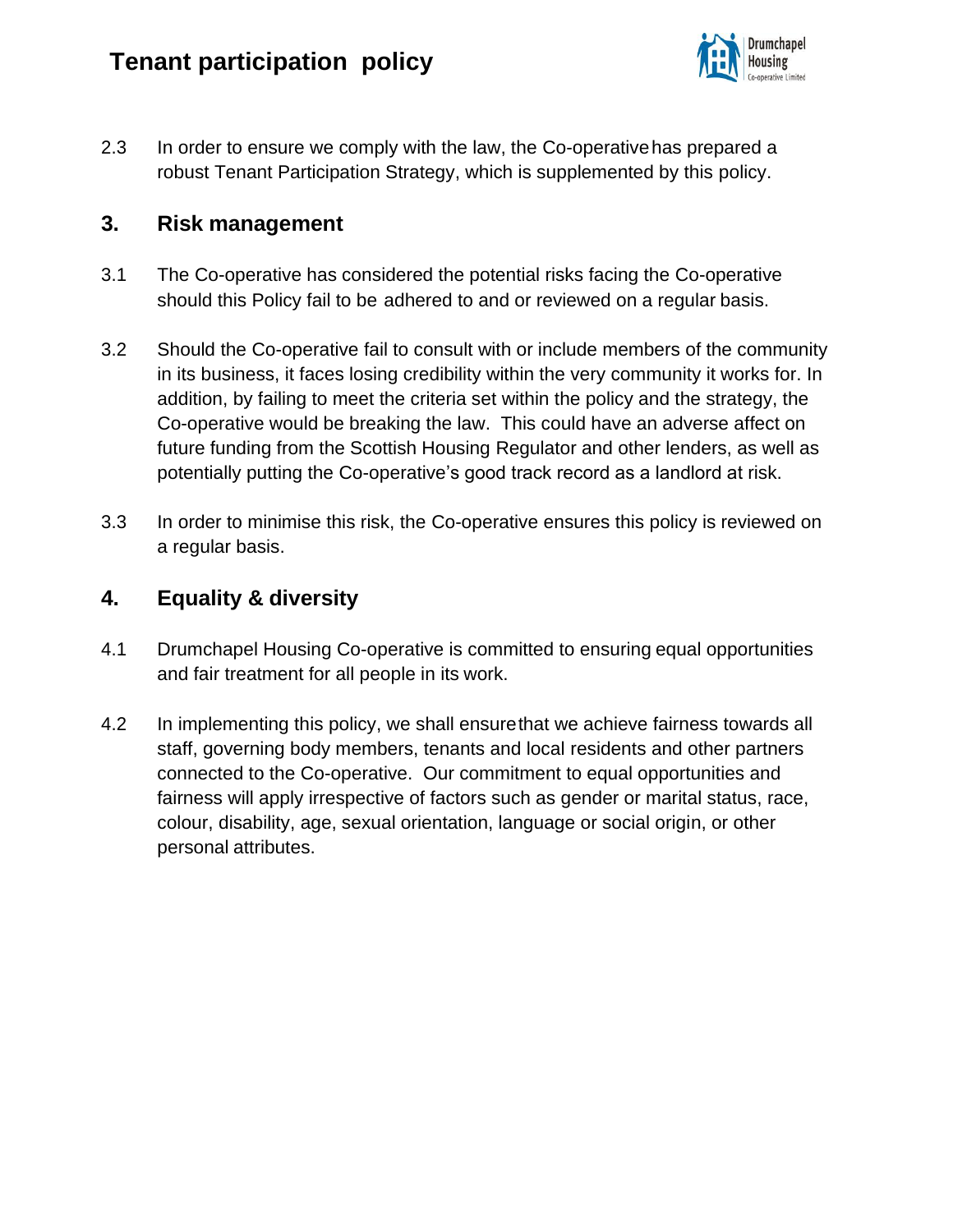2.3 In order to ensure we comply with the law, the Co-operative has prepared a robust Tenant Participation Strategy, which is supplemented by this policy.

## 3. Risk management

3.1 The Co-operative has considered the potential risks facing the Co-operative should this Policy fail to be adhered to and or reviewed on a regular basis.

3.2 Should the Co-operative fail to consult with or include members of the community in its business, it faces losing credibility within the very community it works for. In addition, by failing to meet the criteria set within the policy and the strategy, the Co-operative would be breaking the law. This could have an adverse affect on future funding from the Scottish Housing Regulator and other lenders, as well as potentially putting the Co-operative's good track record as a landlord at risk.

3.3 In order to minimise this risk, the Co-operative ensures this policy is reviewed on a regular basis.

## 4. Equality & diversity

4.1 Drumchapel Housing Co-operative is committed to ensuring equal opportunities and fair treatment for all people in its work.

4.2 In implementing this policy, we shall ensure that we achieve fairness towards all staff, governing body members, tenants and local residents and other partners connected to the Co-operative. Our commitment to equal opportunities and fairness will apply irrespective of factors such as gender or marital status, race, colour, disability, age, sexual orientation, language or social origin, or other personal attributes.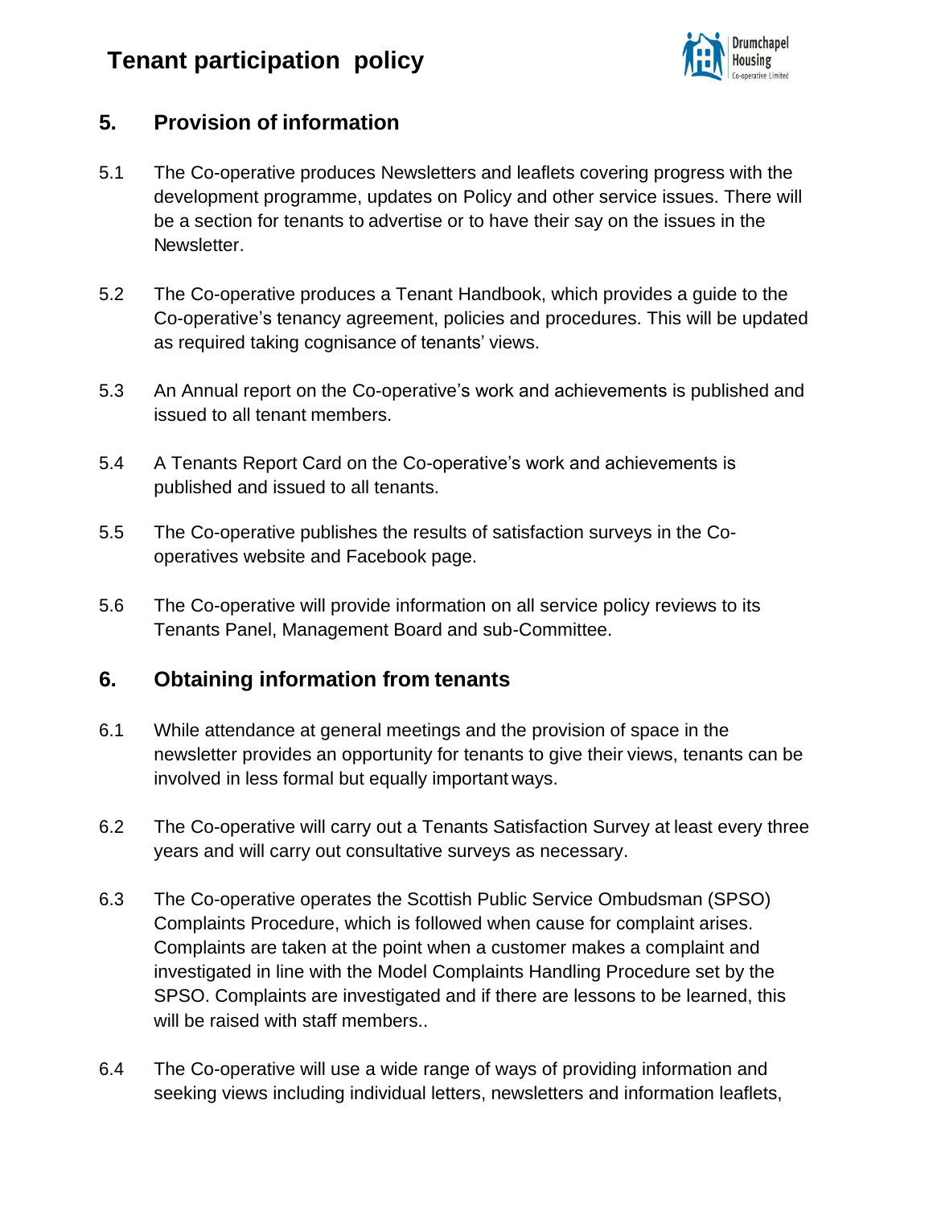## 5. Provision of information

5.1 The Co-operative produces Newsletters and leaflets covering progress with the development programme, updates on Policy and other service issues. There will be a section for tenants to advertise or to have their say on the issues in the Newsletter.

5.2 The Co-operative produces a Tenant Handbook, which provides a guide to the Co-operative's tenancy agreement, policies and procedures. This will be updated as required taking cognisance of tenants' views.

5.3 An Annual report on the Co-operative's work and achievements is published and issued to all tenant members.

5.4 A Tenants Report Card on the Co-operative's work and achievements is published and issued to all tenants.

5.5 The Co-operative publishes the results of satisfaction surveys in the Co-operatives website and Facebook page.

5.6 The Co-operative will provide information on all service policy reviews to its Tenants Panel, Management Board and sub-Committee.

## 6. Obtaining information from tenants

6.1 While attendance at general meetings and the provision of space in the newsletter provides an opportunity for tenants to give their views, tenants can be involved in less formal but equally important ways.

6.2 The Co-operative will carry out a Tenants Satisfaction Survey at least every three years and will carry out consultative surveys as necessary.

6.3 The Co-operative operates the Scottish Public Service Ombudsman (SPSO) Complaints Procedure, which is followed when cause for complaint arises. Complaints are taken at the point when a customer makes a complaint and investigated in line with the Model Complaints Handling Procedure set by the SPSO. Complaints are investigated and if there are lessons to be learned, this will be raised with staff members..

6.4 The Co-operative will use a wide range of ways of providing information and seeking views including individual letters, newsletters and information leaflets,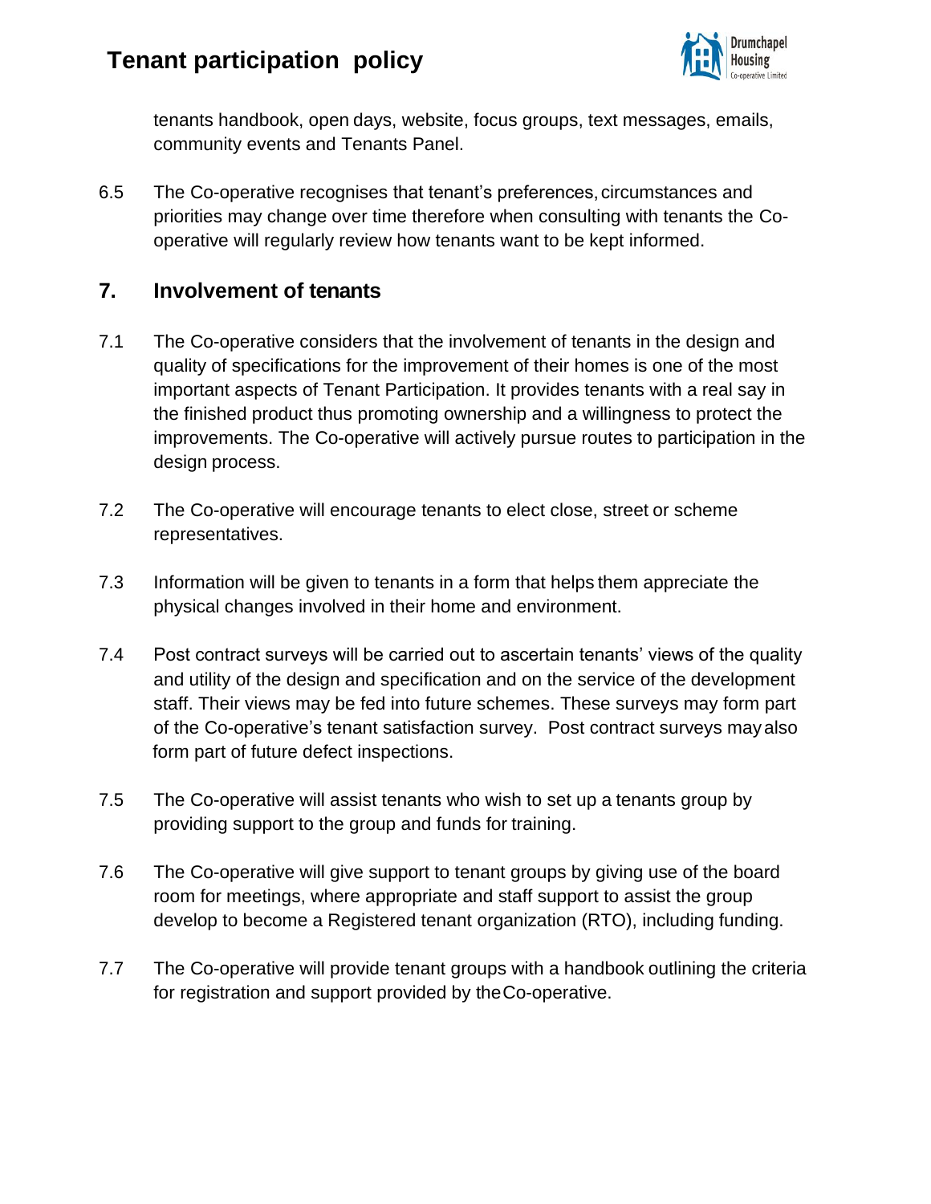tenants handbook, open days, website, focus groups, text messages, emails, community events and Tenants Panel.

6.5 The Co-operative recognises that tenant's preferences, circumstances and priorities may change over time therefore when consulting with tenants the Co-operative will regularly review how tenants want to be kept informed.

## 7. Involvement of tenants

7.1 The Co-operative considers that the involvement of tenants in the design and quality of specifications for the improvement of their homes is one of the most important aspects of Tenant Participation. It provides tenants with a real say in the finished product thus promoting ownership and a willingness to protect the improvements. The Co-operative will actively pursue routes to participation in the design process.

7.2 The Co-operative will encourage tenants to elect close, street or scheme representatives.

7.3 Information will be given to tenants in a form that helps them appreciate the physical changes involved in their home and environment.

7.4 Post contract surveys will be carried out to ascertain tenants' views of the quality and utility of the design and specification and on the service of the development staff. Their views may be fed into future schemes. These surveys may form part of the Co-operative's tenant satisfaction survey. Post contract surveys may also form part of future defect inspections.

7.5 The Co-operative will assist tenants who wish to set up a tenants group by providing support to the group and funds for training.

7.6 The Co-operative will give support to tenant groups by giving use of the board room for meetings, where appropriate and staff support to assist the group develop to become a Registered tenant organization (RTO), including funding.

7.7 The Co-operative will provide tenant groups with a handbook outlining the criteria for registration and support provided by the Co-operative.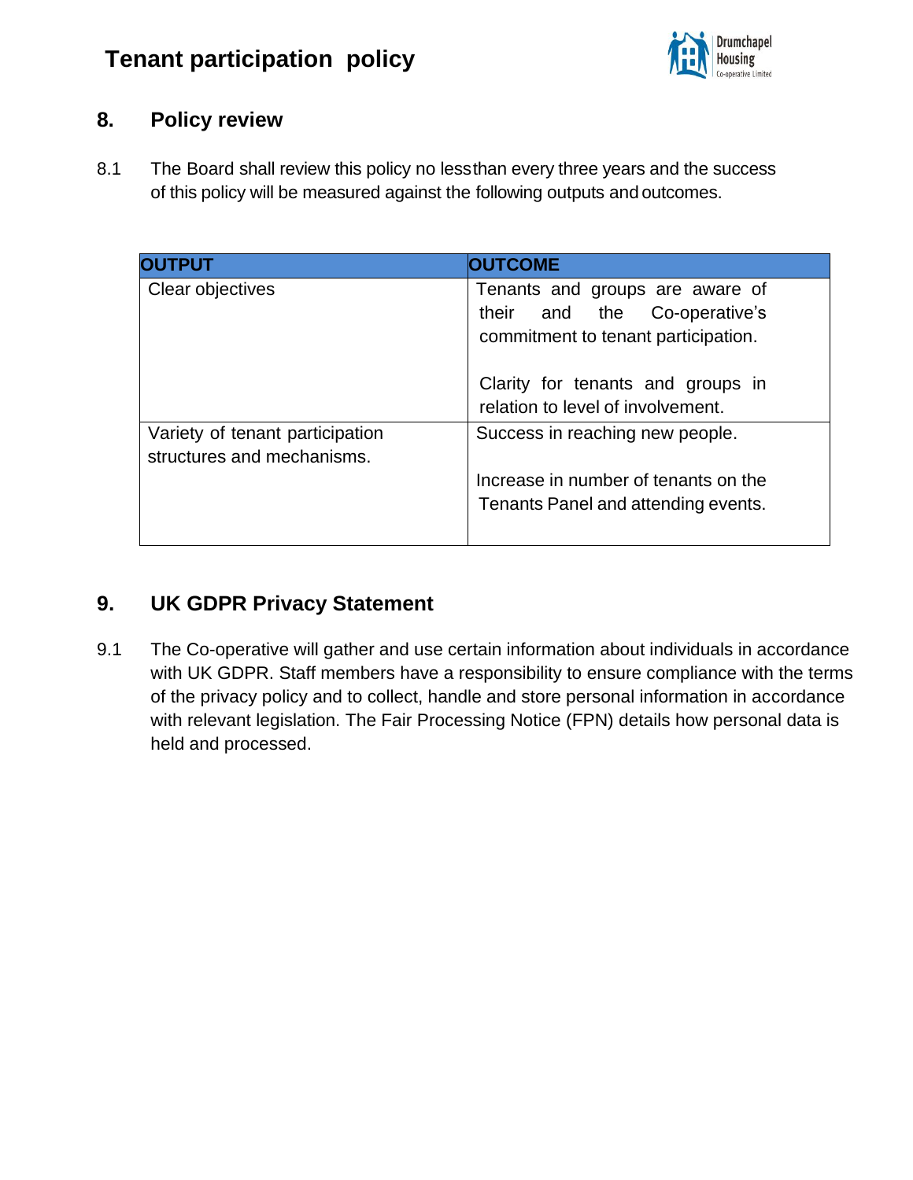## 8. Policy review

8.1 The Board shall review this policy no lessthan every three years and the success of this policy will be measured against the following outputs and outcomes.

| OUTPUT | OUTCOME |
| --- | --- |
| Clear objectives | Tenants and groups are aware of their and the Co-operative's commitment to tenant participation.<br><br>Clarity for tenants and groups in relation to level of involvement. |
| Variety of tenant participation structures and mechanisms. | Success in reaching new people.<br><br>Increase in number of tenants on the Tenants Panel and attending events. |

## 9. UK GDPR Privacy Statement

9.1 The Co-operative will gather and use certain information about individuals in accordance with UK GDPR. Staff members have a responsibility to ensure compliance with the terms of the privacy policy and to collect, handle and store personal information in accordance with relevant legislation. The Fair Processing Notice (FPN) details how personal data is held and processed.